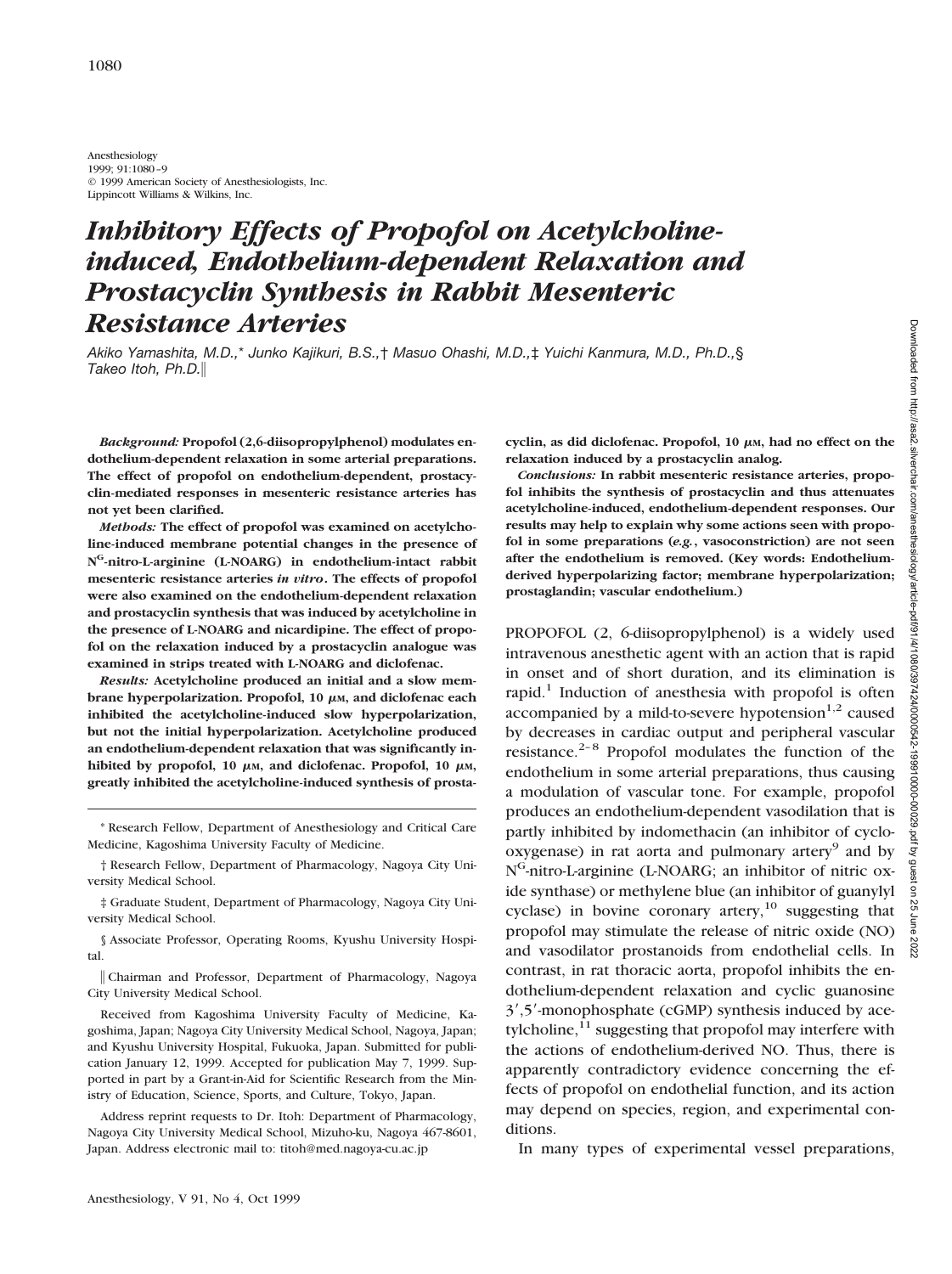Anesthesiology
1999; 91:1080–9
© 1999 American Society of Anesthesiologists, Inc.
Lippincott Williams & Wilkins, Inc.

# *Inhibitory Effects of Propofol on Acetylcholine-induced, Endothelium-dependent Relaxation and Prostacyclin Synthesis in Rabbit Mesenteric Resistance Arteries*

*Akiko Yamashita, M.D.,\* Junko Kajikuri, B.S.,† Masuo Ohashi, M.D.,‡ Yuichi Kanmura, M.D., Ph.D.,§ Takeo Itoh, Ph.D.‖*

***Background:*** **Propofol (2,6-diisopropylphenol) modulates endothelium-dependent relaxation in some arterial preparations. The effect of propofol on endothelium-dependent, prostacyclin-mediated responses in mesenteric resistance arteries has not yet been clarified.**

***Methods:*** **The effect of propofol was examined on acetylcholine-induced membrane potential changes in the presence of $N^G$-nitro-L-arginine (L-NOARG) in endothelium-intact rabbit mesenteric resistance arteries *in vitro*. The effects of propofol were also examined on the endothelium-dependent relaxation and prostacyclin synthesis that was induced by acetylcholine in the presence of L-NOARG and nicardipine. The effect of propofol on the relaxation induced by a prostacyclin analogue was examined in strips treated with L-NOARG and diclofenac.**

***Results:*** **Acetylcholine produced an initial and a slow membrane hyperpolarization. Propofol, 10 μM, and diclofenac each inhibited the acetylcholine-induced slow hyperpolarization, but not the initial hyperpolarization. Acetylcholine produced an endothelium-dependent relaxation that was significantly inhibited by propofol, 10 μM, and diclofenac. Propofol, 10 μM, greatly inhibited the acetylcholine-induced synthesis of prostacyclin, as did diclofenac. Propofol, 10 μM, had no effect on the relaxation induced by a prostacyclin analog.**

***Conclusions:*** **In rabbit mesenteric resistance arteries, propofol inhibits the synthesis of prostacyclin and thus attenuates acetylcholine-induced, endothelium-dependent responses. Our results may help to explain why some actions seen with propofol in some preparations (*e.g.*, vasoconstriction) are not seen after the endothelium is removed. (Key words: Endothelium-derived hyperpolarizing factor; membrane hyperpolarization; prostaglandin; vascular endothelium.)**

\* Research Fellow, Department of Anesthesiology and Critical Care Medicine, Kagoshima University Faculty of Medicine.

† Research Fellow, Department of Pharmacology, Nagoya City University Medical School.

‡ Graduate Student, Department of Pharmacology, Nagoya City University Medical School.

§ Associate Professor, Operating Rooms, Kyushu University Hospital.

‖ Chairman and Professor, Department of Pharmacology, Nagoya City University Medical School.

Received from Kagoshima University Faculty of Medicine, Kagoshima, Japan; Nagoya City University Medical School, Nagoya, Japan; and Kyushu University Hospital, Fukuoka, Japan. Submitted for publication January 12, 1999. Accepted for publication May 7, 1999. Supported in part by a Grant-in-Aid for Scientific Research from the Ministry of Education, Science, Sports, and Culture, Tokyo, Japan.

Address reprint requests to Dr. Itoh: Department of Pharmacology, Nagoya City University Medical School, Mizuho-ku, Nagoya 467-8601, Japan. Address electronic mail to: titoh@med.nagoya-cu.ac.jp

PROPOFOL (2, 6-diisopropylphenol) is a widely used intravenous anesthetic agent with an action that is rapid in onset and of short duration, and its elimination is rapid.[1] Induction of anesthesia with propofol is often accompanied by a mild-to-severe hypotension[1,2] caused by decreases in cardiac output and peripheral vascular resistance.[2–8] Propofol modulates the function of the endothelium in some arterial preparations, thus causing a modulation of vascular tone. For example, propofol produces an endothelium-dependent vasodilation that is partly inhibited by indomethacin (an inhibitor of cyclooxygenase) in rat aorta and pulmonary artery[9] and by $N^G$-nitro-L-arginine (L-NOARG; an inhibitor of nitric oxide synthase) or methylene blue (an inhibitor of guanylyl cyclase) in bovine coronary artery,[10] suggesting that propofol may stimulate the release of nitric oxide (NO) and vasodilator prostanoids from endothelial cells. In contrast, in rat thoracic aorta, propofol inhibits the endothelium-dependent relaxation and cyclic guanosine 3′,5′-monophosphate (cGMP) synthesis induced by acetylcholine,[11] suggesting that propofol may interfere with the actions of endothelium-derived NO. Thus, there is apparently contradictory evidence concerning the effects of propofol on endothelial function, and its action may depend on species, region, and experimental conditions.

In many types of experimental vessel preparations,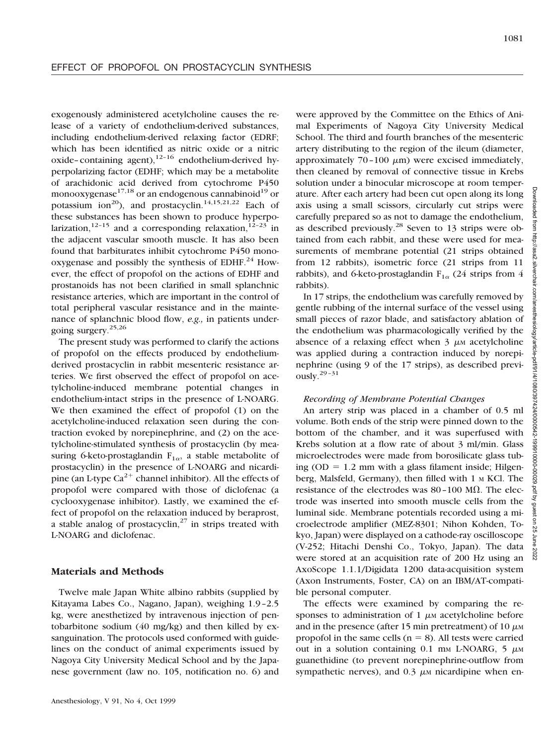exogenously administered acetylcholine causes the release of a variety of endothelium-derived substances, including endothelium-derived relaxing factor (EDRF; which has been identified as nitric oxide or a nitric oxide–containing agent),[12–16] endothelium-derived hyperpolarizing factor (EDHF; which may be a metabolite of arachidonic acid derived from cytochrome P450 monooxygenase[17,18] or an endogenous cannabinoid[19] or potassium ion[20]), and prostacyclin.[14,15,21,22] Each of these substances has been shown to produce hyperpolarization,[12–15] and a corresponding relaxation,[12–23] in the adjacent vascular smooth muscle. It has also been found that barbiturates inhibit cytochrome P450 monooxygenase and possibly the synthesis of EDHF.[24] However, the effect of propofol on the actions of EDHF and prostanoids has not been clarified in small splanchnic resistance arteries, which are important in the control of total peripheral vascular resistance and in the maintenance of splanchnic blood flow, *e.g.,* in patients undergoing surgery.[25,26]

The present study was performed to clarify the actions of propofol on the effects produced by endothelium-derived prostacyclin in rabbit mesenteric resistance arteries. We first observed the effect of propofol on acetylcholine-induced membrane potential changes in endothelium-intact strips in the presence of L-NOARG. We then examined the effect of propofol (1) on the acetylcholine-induced relaxation seen during the contraction evoked by norepinephrine, and (2) on the acetylcholine-stimulated synthesis of prostacyclin (by measuring 6-keto-prostaglandin $F_{1\alpha}$, a stable metabolite of prostacyclin) in the presence of L-NOARG and nicardipine (an L-type $Ca^{2+}$ channel inhibitor). All the effects of propofol were compared with those of diclofenac (a cyclooxygenase inhibitor). Lastly, we examined the effect of propofol on the relaxation induced by beraprost, a stable analog of prostacyclin,[27] in strips treated with L-NOARG and diclofenac.

## Materials and Methods

Twelve male Japan White albino rabbits (supplied by Kitayama Labes Co., Nagano, Japan), weighing 1.9–2.5 kg, were anesthetized by intravenous injection of pentobarbitone sodium (40 mg/kg) and then killed by exsanguination. The protocols used conformed with guidelines on the conduct of animal experiments issued by Nagoya City University Medical School and by the Japanese government (law no. 105, notification no. 6) and were approved by the Committee on the Ethics of Animal Experiments of Nagoya City University Medical School. The third and fourth branches of the mesenteric artery distributing to the region of the ileum (diameter, approximately 70–100 $\mu$m) were excised immediately, then cleaned by removal of connective tissue in Krebs solution under a binocular microscope at room temperature. After each artery had been cut open along its long axis using a small scissors, circularly cut strips were carefully prepared so as not to damage the endothelium, as described previously.[28] Seven to 13 strips were obtained from each rabbit, and these were used for measurements of membrane potential (21 strips obtained from 12 rabbits), isometric force (21 strips from 11 rabbits), and 6-keto-prostaglandin $F_{1\alpha}$ (24 strips from 4 rabbits).

In 17 strips, the endothelium was carefully removed by gentle rubbing of the internal surface of the vessel using small pieces of razor blade, and satisfactory ablation of the endothelium was pharmacologically verified by the absence of a relaxing effect when 3 $\mu$M acetylcholine was applied during a contraction induced by norepinephrine (using 9 of the 17 strips), as described previously.[29–31]

### *Recording of Membrane Potential Changes*

An artery strip was placed in a chamber of 0.5 ml volume. Both ends of the strip were pinned down to the bottom of the chamber, and it was superfused with Krebs solution at a flow rate of about 3 ml/min. Glass microelectrodes were made from borosilicate glass tubing (OD = 1.2 mm with a glass filament inside; Hilgenberg, Malsfeld, Germany), then filled with 1 M KCl. The resistance of the electrodes was 80–100 M$\Omega$. The electrode was inserted into smooth muscle cells from the luminal side. Membrane potentials recorded using a microelectrode amplifier (MEZ-8301; Nihon Kohden, Tokyo, Japan) were displayed on a cathode-ray oscilloscope (V-252; Hitachi Denshi Co., Tokyo, Japan). The data were stored at an acquisition rate of 200 Hz using an AxoScope 1.1.1/Digidata 1200 data-acquisition system (Axon Instruments, Foster, CA) on an IBM/AT-compatible personal computer.

The effects were examined by comparing the responses to administration of 1 $\mu$M acetylcholine before and in the presence (after 15 min pretreatment) of 10 $\mu$M propofol in the same cells (n = 8). All tests were carried out in a solution containing 0.1 mM L-NOARG, 5 $\mu$M guanethidine (to prevent norepinephrine-outflow from sympathetic nerves), and 0.3 $\mu$M nicardipine when en-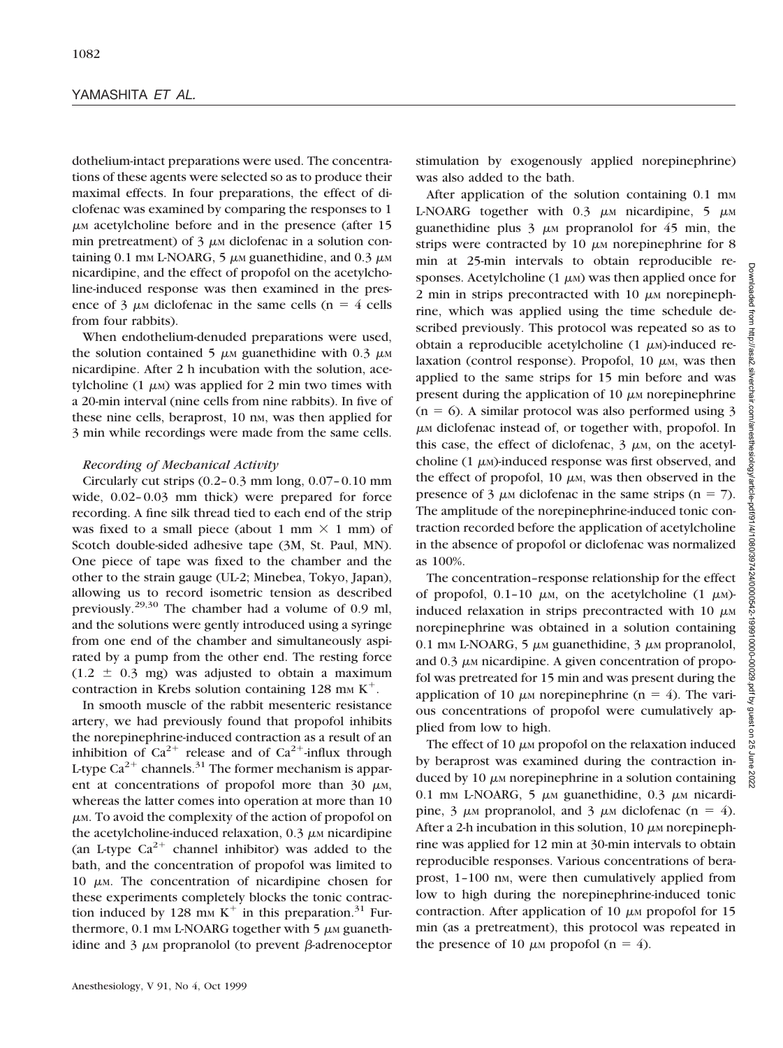dothelium-intact preparations were used. The concentrations of these agents were selected so as to produce their maximal effects. In four preparations, the effect of diclofenac was examined by comparing the responses to 1 $\mu$M acetylcholine before and in the presence (after 15 min pretreatment) of 3 $\mu$M diclofenac in a solution containing 0.1 mM L-NOARG, 5 $\mu$M guanethidine, and 0.3 $\mu$M nicardipine, and the effect of propofol on the acetylcholine-induced response was then examined in the presence of 3 $\mu$M diclofenac in the same cells (n = 4 cells from four rabbits).

When endothelium-denuded preparations were used, the solution contained 5 $\mu$M guanethidine with 0.3 $\mu$M nicardipine. After 2 h incubation with the solution, acetylcholine (1 $\mu$M) was applied for 2 min two times with a 20-min interval (nine cells from nine rabbits). In five of these nine cells, beraprost, 10 nM, was then applied for 3 min while recordings were made from the same cells.

### *Recording of Mechanical Activity*

Circularly cut strips (0.2–0.3 mm long, 0.07–0.10 mm wide, 0.02–0.03 mm thick) were prepared for force recording. A fine silk thread tied to each end of the strip was fixed to a small piece (about 1 mm × 1 mm) of Scotch double-sided adhesive tape (3M, St. Paul, MN). One piece of tape was fixed to the chamber and the other to the strain gauge (UL-2; Minebea, Tokyo, Japan), allowing us to record isometric tension as described previously.[29,30] The chamber had a volume of 0.9 ml, and the solutions were gently introduced using a syringe from one end of the chamber and simultaneously aspirated by a pump from the other end. The resting force (1.2 ± 0.3 mg) was adjusted to obtain a maximum contraction in Krebs solution containing 128 mM $K^+$.

In smooth muscle of the rabbit mesenteric resistance artery, we had previously found that propofol inhibits the norepinephrine-induced contraction as a result of an inhibition of $Ca^{2+}$ release and of $Ca^{2+}$-influx through L-type $Ca^{2+}$ channels.[31] The former mechanism is apparent at concentrations of propofol more than 30 $\mu$M, whereas the latter comes into operation at more than 10 $\mu$M. To avoid the complexity of the action of propofol on the acetylcholine-induced relaxation, 0.3 $\mu$M nicardipine (an L-type $Ca^{2+}$ channel inhibitor) was added to the bath, and the concentration of propofol was limited to 10 $\mu$M. The concentration of nicardipine chosen for these experiments completely blocks the tonic contraction induced by 128 mM $K^+$ in this preparation.[31] Furthermore, 0.1 mM L-NOARG together with 5 $\mu$M guanethidine and 3 $\mu$M propranolol (to prevent $\beta$-adrenoceptor stimulation by exogenously applied norepinephrine) was also added to the bath.

After application of the solution containing 0.1 mM L-NOARG together with 0.3 $\mu$M nicardipine, 5 $\mu$M guanethidine plus 3 $\mu$M propranolol for 45 min, the strips were contracted by 10 $\mu$M norepinephrine for 8 min at 25-min intervals to obtain reproducible responses. Acetylcholine (1 $\mu$M) was then applied once for 2 min in strips precontracted with 10 $\mu$M norepinephrine, which was applied using the time schedule described previously. This protocol was repeated so as to obtain a reproducible acetylcholine (1 $\mu$M)-induced relaxation (control response). Propofol, 10 $\mu$M, was then applied to the same strips for 15 min before and was present during the application of 10 $\mu$M norepinephrine (n = 6). A similar protocol was also performed using 3 $\mu$M diclofenac instead of, or together with, propofol. In this case, the effect of diclofenac, 3 $\mu$M, on the acetylcholine (1 $\mu$M)-induced response was first observed, and the effect of propofol, 10 $\mu$M, was then observed in the presence of 3 $\mu$M diclofenac in the same strips (n = 7). The amplitude of the norepinephrine-induced tonic contraction recorded before the application of acetylcholine in the absence of propofol or diclofenac was normalized as 100%.

The concentration–response relationship for the effect of propofol, 0.1–10 $\mu$M, on the acetylcholine (1 $\mu$M)-induced relaxation in strips precontracted with 10 $\mu$M norepinephrine was obtained in a solution containing 0.1 mM L-NOARG, 5 $\mu$M guanethidine, 3 $\mu$M propranolol, and 0.3 $\mu$M nicardipine. A given concentration of propofol was pretreated for 15 min and was present during the application of 10 $\mu$M norepinephrine (n = 4). The various concentrations of propofol were cumulatively applied from low to high.

The effect of 10 $\mu$M propofol on the relaxation induced by beraprost was examined during the contraction induced by 10 $\mu$M norepinephrine in a solution containing 0.1 mM L-NOARG, 5 $\mu$M guanethidine, 0.3 $\mu$M nicardipine, 3 $\mu$M propranolol, and 3 $\mu$M diclofenac (n = 4). After a 2-h incubation in this solution, 10 $\mu$M norepinephrine was applied for 12 min at 30-min intervals to obtain reproducible responses. Various concentrations of beraprost, 1–100 nM, were then cumulatively applied from low to high during the norepinephrine-induced tonic contraction. After application of 10 $\mu$M propofol for 15 min (as a pretreatment), this protocol was repeated in the presence of 10 $\mu$M propofol (n = 4).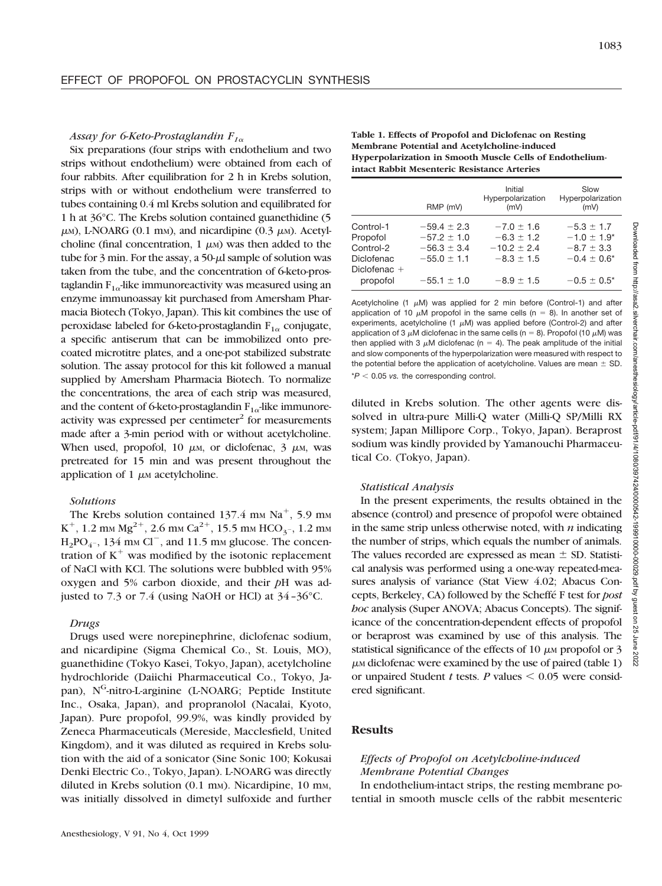### *Assay for 6-Keto-Prostaglandin $F_{1\alpha}$*

Six preparations (four strips with endothelium and two strips without endothelium) were obtained from each of four rabbits. After equilibration for 2 h in Krebs solution, strips with or without endothelium were transferred to tubes containing 0.4 ml Krebs solution and equilibrated for 1 h at 36°C. The Krebs solution contained guanethidine (5 $\mu$M), L-NOARG (0.1 mM), and nicardipine (0.3 $\mu$M). Acetylcholine (final concentration, 1 $\mu$M) was then added to the tube for 3 min. For the assay, a 50-$\mu$l sample of solution was taken from the tube, and the concentration of 6-keto-prostaglandin $F_{1\alpha}$-like immunoreactivity was measured using an enzyme immunoassay kit purchased from Amersham Pharmacia Biotech (Tokyo, Japan). This kit combines the use of peroxidase labeled for 6-keto-prostaglandin $F_{1\alpha}$ conjugate, a specific antiserum that can be immobilized onto precoated microtitre plates, and a one-pot stabilized substrate solution. The assay protocol for this kit followed a manual supplied by Amersham Pharmacia Biotech. To normalize the concentrations, the area of each strip was measured, and the content of 6-keto-prostaglandin $F_{1\alpha}$-like immunoreactivity was expressed per centimeter$^2$ for measurements made after a 3-min period with or without acetylcholine. When used, propofol, 10 $\mu$M, or diclofenac, 3 $\mu$M, was pretreated for 15 min and was present throughout the application of 1 $\mu$M acetylcholine.

### *Solutions*

The Krebs solution contained 137.4 mM $Na^+$, 5.9 mM $K^+$, 1.2 mM $Mg^{2+}$, 2.6 mM $Ca^{2+}$, 15.5 mM $HCO_3^-$, 1.2 mM $H_2PO_4^-$, 134 mM $Cl^-$, and 11.5 mM glucose. The concentration of $K^+$ was modified by the isotonic replacement of NaCl with KCl. The solutions were bubbled with 95% oxygen and 5% carbon dioxide, and their *p*H was adjusted to 7.3 or 7.4 (using NaOH or HCl) at 34–36°C.

### *Drugs*

Drugs used were norepinephrine, diclofenac sodium, and nicardipine (Sigma Chemical Co., St. Louis, MO), guanethidine (Tokyo Kasei, Tokyo, Japan), acetylcholine hydrochloride (Daiichi Pharmaceutical Co., Tokyo, Japan), $N^G$-nitro-L-arginine (L-NOARG; Peptide Institute Inc., Osaka, Japan), and propranolol (Nacalai, Kyoto, Japan). Pure propofol, 99.9%, was kindly provided by Zeneca Pharmaceuticals (Mereside, Macclesfield, United Kingdom), and it was diluted as required in Krebs solution with the aid of a sonicator (Sine Sonic 100; Kokusai Denki Electric Co., Tokyo, Japan). L-NOARG was directly diluted in Krebs solution (0.1 mM). Nicardipine, 10 mM, was initially dissolved in dimetyl sulfoxide and further diluted in Krebs solution. The other agents were dissolved in ultra-pure Milli-Q water (Milli-Q SP/Milli RX system; Japan Millipore Corp., Tokyo, Japan). Beraprost sodium was kindly provided by Yamanouchi Pharmaceutical Co. (Tokyo, Japan).

**Table 1. Effects of Propofol and Diclofenac on Resting Membrane Potential and Acetylcholine-induced Hyperpolarization in Smooth Muscle Cells of Endothelium-intact Rabbit Mesenteric Resistance Arteries**

| | RMP (mV) | Initial Hyperpolarization (mV) | Slow Hyperpolarization (mV) |
|---|---|---|---|
| Control-1 | −59.4 ± 2.3 | −7.0 ± 1.6 | −5.3 ± 1.7 |
| Propofol | −57.2 ± 1.0 | −6.3 ± 1.2 | −1.0 ± 1.9* |
| Control-2 | −56.3 ± 3.4 | −10.2 ± 2.4 | −8.7 ± 3.3 |
| Diclofenac | −55.0 ± 1.1 | −8.3 ± 1.5 | −0.4 ± 0.6* |
| Diclofenac + propofol | −55.1 ± 1.0 | −8.9 ± 1.5 | −0.5 ± 0.5* |

Acetylcholine (1 $\mu$M) was applied for 2 min before (Control-1) and after application of 10 $\mu$M propofol in the same cells (n = 8). In another set of experiments, acetylcholine (1 $\mu$M) was applied before (Control-2) and after application of 3 $\mu$M diclofenac in the same cells (n = 8). Propofol (10 $\mu$M) was then applied with 3 $\mu$M diclofenac (n = 4). The peak amplitude of the initial and slow components of the hyperpolarization were measured with respect to the potential before the application of acetylcholine. Values are mean ± SD.
*$P < 0.05$ *vs.* the corresponding control.

### *Statistical Analysis*

In the present experiments, the results obtained in the absence (control) and presence of propofol were obtained in the same strip unless otherwise noted, with *n* indicating the number of strips, which equals the number of animals. The values recorded are expressed as mean ± SD. Statistical analysis was performed using a one-way repeated-measures analysis of variance (Stat View 4.02; Abacus Concepts, Berkeley, CA) followed by the Scheffé F test for *post hoc* analysis (Super ANOVA; Abacus Concepts). The significance of the concentration-dependent effects of propofol or beraprost was examined by use of this analysis. The statistical significance of the effects of 10 $\mu$M propofol or 3 $\mu$M diclofenac were examined by the use of paired (table 1) or unpaired Student *t* tests. *P* values $< 0.05$ were considered significant.

## Results

### *Effects of Propofol on Acetylcholine-induced Membrane Potential Changes*

In endothelium-intact strips, the resting membrane potential in smooth muscle cells of the rabbit mesenteric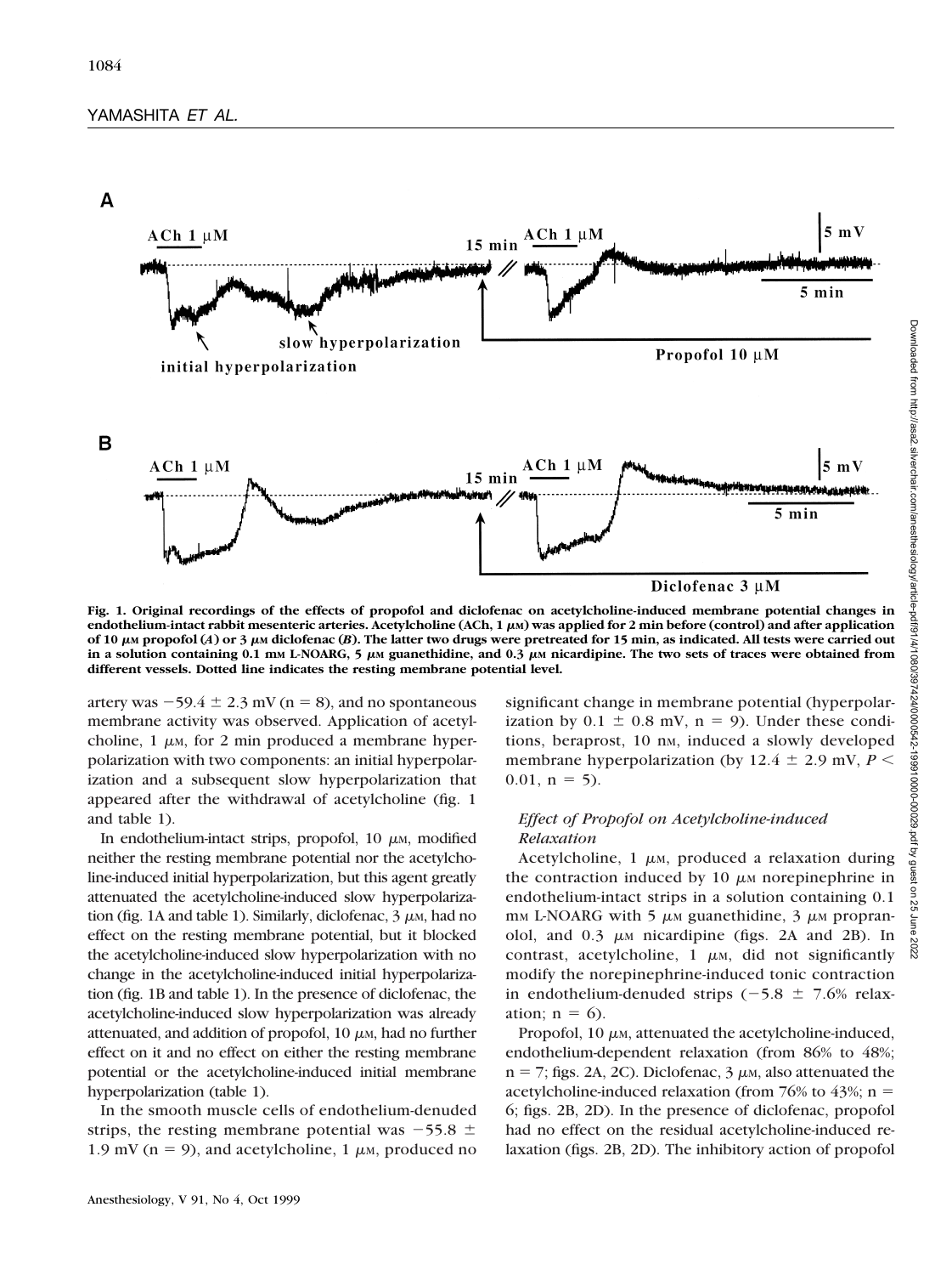**Fig. 1. Original recordings of the effects of propofol and diclofenac on acetylcholine-induced membrane potential changes in endothelium-intact rabbit mesenteric arteries. Acetylcholine (ACh, 1 $\mu$M) was applied for 2 min before (control) and after application of 10 $\mu$M propofol (*A*) or 3 $\mu$M diclofenac (*B*). The latter two drugs were pretreated for 15 min, as indicated. All tests were carried out in a solution containing 0.1 mM L-NOARG, 5 $\mu$M guanethidine, and 0.3 $\mu$M nicardipine. The two sets of traces were obtained from different vessels. Dotted line indicates the resting membrane potential level.**

artery was $-59.4 \pm 2.3$ mV (n = 8), and no spontaneous membrane activity was observed. Application of acetylcholine, 1 $\mu$M, for 2 min produced a membrane hyperpolarization with two components: an initial hyperpolarization and a subsequent slow hyperpolarization that appeared after the withdrawal of acetylcholine (fig. 1 and table 1).

In endothelium-intact strips, propofol, 10 $\mu$M, modified neither the resting membrane potential nor the acetylcholine-induced initial hyperpolarization, but this agent greatly attenuated the acetylcholine-induced slow hyperpolarization (fig. 1A and table 1). Similarly, diclofenac, 3 $\mu$M, had no effect on the resting membrane potential, but it blocked the acetylcholine-induced slow hyperpolarization with no change in the acetylcholine-induced initial hyperpolarization (fig. 1B and table 1). In the presence of diclofenac, the acetylcholine-induced slow hyperpolarization was already attenuated, and addition of propofol, 10 $\mu$M, had no further effect on it and no effect on either the resting membrane potential or the acetylcholine-induced initial membrane hyperpolarization (table 1).

In the smooth muscle cells of endothelium-denuded strips, the resting membrane potential was $-55.8 \pm 1.9$ mV (n = 9), and acetylcholine, 1 $\mu$M, produced no significant change in membrane potential (hyperpolarization by $0.1 \pm 0.8$ mV, n = 9). Under these conditions, beraprost, 10 nM, induced a slowly developed membrane hyperpolarization (by $12.4 \pm 2.9$ mV, $P < 0.01$, n = 5).

### *Effect of Propofol on Acetylcholine-induced Relaxation*

Acetylcholine, 1 $\mu$M, produced a relaxation during the contraction induced by 10 $\mu$M norepinephrine in endothelium-intact strips in a solution containing 0.1 mM L-NOARG with 5 $\mu$M guanethidine, 3 $\mu$M propranolol, and 0.3 $\mu$M nicardipine (figs. 2A and 2B). In contrast, acetylcholine, 1 $\mu$M, did not significantly modify the norepinephrine-induced tonic contraction in endothelium-denuded strips ($-5.8 \pm 7.6$% relaxation; n = 6).

Propofol, 10 $\mu$M, attenuated the acetylcholine-induced, endothelium-dependent relaxation (from 86% to 48%; n = 7; figs. 2A, 2C). Diclofenac, 3 $\mu$M, also attenuated the acetylcholine-induced relaxation (from 76% to 43%; n = 6; figs. 2B, 2D). In the presence of diclofenac, propofol had no effect on the residual acetylcholine-induced relaxation (figs. 2B, 2D). The inhibitory action of propofol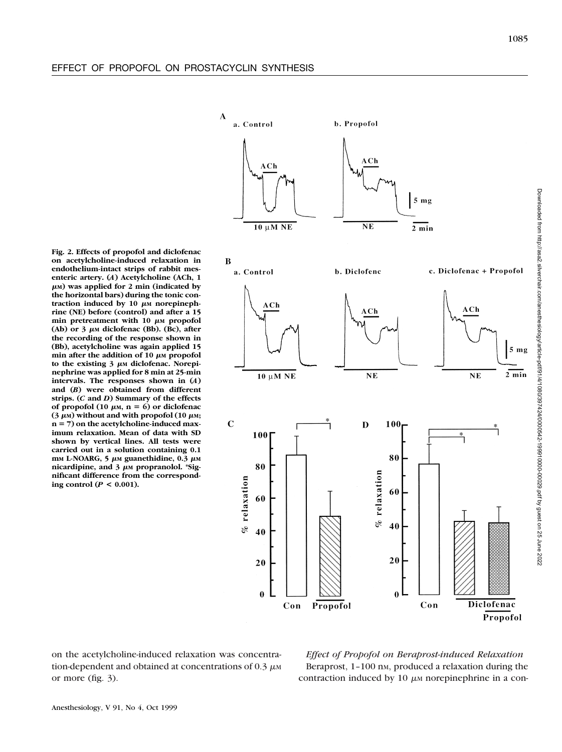**Fig. 2. Effects of propofol and diclofenac on acetylcholine-induced relaxation in endothelium-intact strips of rabbit mesenteric artery. (*A*) Acetylcholine (ACh, 1 μM) was applied for 2 min (indicated by the horizontal bars) during the tonic contraction induced by 10 μM norepinephrine (NE) before (control) and after a 15 min pretreatment with 10 μM propofol (Ab) or 3 μM diclofenac (Bb). (Bc), after the recording of the response shown in (Bb), acetylcholine was again applied 15 min after the addition of 10 μM propofol to the existing 3 μM diclofenac. Norepinephrine was applied for 8 min at 25-min intervals. The responses shown in (*A*) and (*B*) were obtained from different strips. (*C* and *D*) Summary of the effects of propofol (10 μM, n = 6) or diclofenac (3 μM) without and with propofol (10 μM; n = 7) on the acetylcholine-induced maximum relaxation. Mean of data with SD shown by vertical lines. All tests were carried out in a solution containing 0.1 mM L-NOARG, 5 μM guanethidine, 0.3 μM nicardipine, and 3 μM propranolol. *Significant difference from the corresponding control ($P < 0.001$).**

on the acetylcholine-induced relaxation was concentration-dependent and obtained at concentrations of 0.3 μM or more (fig. 3).

### *Effect of Propofol on Beraprost-induced Relaxation*

Beraprost, 1–100 nM, produced a relaxation during the contraction induced by 10 μM norepinephrine in a con-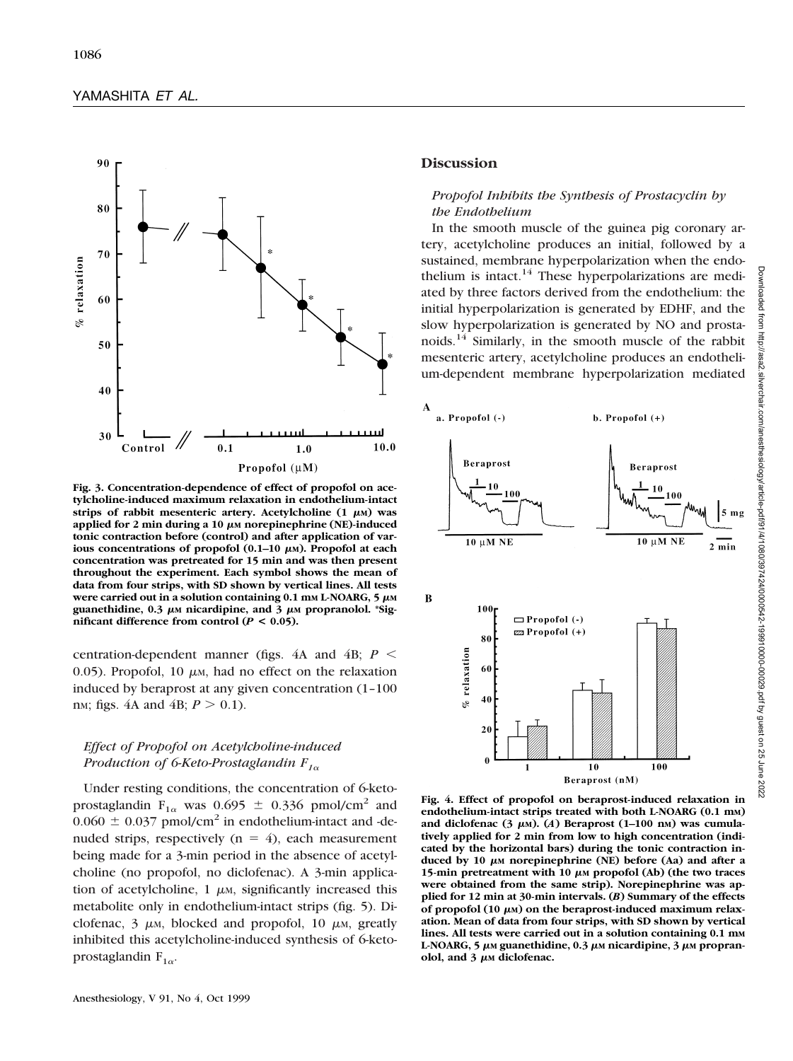Fig. 3. Concentration-dependence of effect of propofol on acetylcholine-induced maximum relaxation in endothelium-intact strips of rabbit mesenteric artery. Acetylcholine (1 μM) was applied for 2 min during a 10 μM norepinephrine (NE)-induced tonic contraction before (control) and after application of various concentrations of propofol (0.1–10 μM). Propofol at each concentration was pretreated for 15 min and was then present throughout the experiment. Each symbol shows the mean of data from four strips, with SD shown by vertical lines. All tests were carried out in a solution containing 0.1 mM L-NOARG, 5 μM guanethidine, 0.3 μM nicardipine, and 3 μM propranolol. *Significant difference from control ($P < 0.05$).

centration-dependent manner (figs. 4A and 4B; $P < 0.05$). Propofol, 10 μM, had no effect on the relaxation induced by beraprost at any given concentration (1–100 nM; figs. 4A and 4B; $P > 0.1$).

### *Effect of Propofol on Acetylcholine-induced Production of 6-Keto-Prostaglandin $F_{1\alpha}$*

Under resting conditions, the concentration of 6-keto-prostaglandin $F_{1\alpha}$ was $0.695 \pm 0.336$ pmol/cm$^2$ and $0.060 \pm 0.037$ pmol/cm$^2$ in endothelium-intact and -denuded strips, respectively ($n = 4$), each measurement being made for a 3-min period in the absence of acetylcholine (no propofol, no diclofenac). A 3-min application of acetylcholine, 1 μM, significantly increased this metabolite only in endothelium-intact strips (fig. 5). Diclofenac, 3 μM, blocked and propofol, 10 μM, greatly inhibited this acetylcholine-induced synthesis of 6-keto-prostaglandin $F_{1\alpha}$.

## Discussion

### *Propofol Inhibits the Synthesis of Prostacyclin by the Endothelium*

In the smooth muscle of the guinea pig coronary artery, acetylcholine produces an initial, followed by a sustained, membrane hyperpolarization when the endothelium is intact.[14] These hyperpolarizations are mediated by three factors derived from the endothelium: the initial hyperpolarization is generated by EDHF, and the slow hyperpolarization is generated by NO and prostanoids.[14] Similarly, in the smooth muscle of the rabbit mesenteric artery, acetylcholine produces an endothelium-dependent membrane hyperpolarization mediated

Fig. 4. Effect of propofol on beraprost-induced relaxation in endothelium-intact strips treated with both L-NOARG (0.1 mM) and diclofenac (3 μM). (*A*) Beraprost (1–100 nM) was cumulatively applied for 2 min from low to high concentration (indicated by the horizontal bars) during the tonic contraction induced by 10 μM norepinephrine (NE) before (Aa) and after a 15-min pretreatment with 10 μM propofol (Ab) (the two traces were obtained from the same strip). Norepinephrine was applied for 12 min at 30-min intervals. (*B*) Summary of the effects of propofol (10 μM) on the beraprost-induced maximum relaxation. Mean of data from four strips, with SD shown by vertical lines. All tests were carried out in a solution containing 0.1 mM L-NOARG, 5 μM guanethidine, 0.3 μM nicardipine, 3 μM propranolol, and 3 μM diclofenac.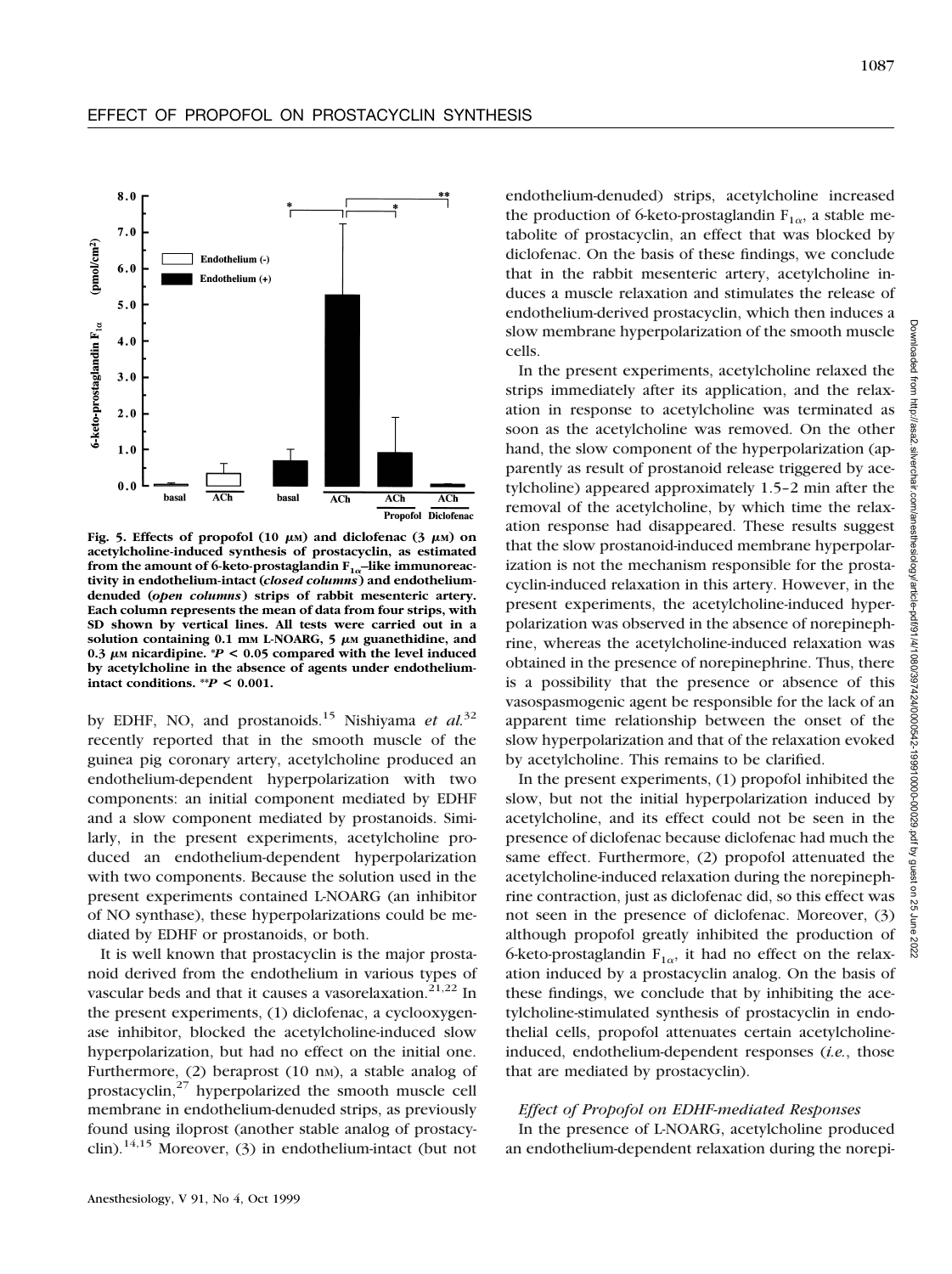Fig. 5. Effects of propofol (10 μM) and diclofenac (3 μM) on acetylcholine-induced synthesis of prostacyclin, as estimated from the amount of 6-keto-prostaglandin $F_{1\alpha}$–like immunoreactivity in endothelium-intact (*closed columns*) and endothelium-denuded (*open columns*) strips of rabbit mesenteric artery. Each column represents the mean of data from four strips, with SD shown by vertical lines. All tests were carried out in a solution containing 0.1 mM L-NOARG, 5 μM guanethidine, and 0.3 μM nicardipine. \*$P < 0.05$ compared with the level induced by acetylcholine in the absence of agents under endothelium-intact conditions. \*\*$P < 0.001$.

by EDHF, NO, and prostanoids.[15] Nishiyama *et al.*[32] recently reported that in the smooth muscle of the guinea pig coronary artery, acetylcholine produced an endothelium-dependent hyperpolarization with two components: an initial component mediated by EDHF and a slow component mediated by prostanoids. Similarly, in the present experiments, acetylcholine produced an endothelium-dependent hyperpolarization with two components. Because the solution used in the present experiments contained L-NOARG (an inhibitor of NO synthase), these hyperpolarizations could be mediated by EDHF or prostanoids, or both.

It is well known that prostacyclin is the major prostanoid derived from the endothelium in various types of vascular beds and that it causes a vasorelaxation.[21,22] In the present experiments, (1) diclofenac, a cyclooxygenase inhibitor, blocked the acetylcholine-induced slow hyperpolarization, but had no effect on the initial one. Furthermore, (2) beraprost (10 nM), a stable analog of prostacyclin,[27] hyperpolarized the smooth muscle cell membrane in endothelium-denuded strips, as previously found using iloprost (another stable analog of prostacyclin).[14,15] Moreover, (3) in endothelium-intact (but not endothelium-denuded) strips, acetylcholine increased the production of 6-keto-prostaglandin $F_{1\alpha}$, a stable metabolite of prostacyclin, an effect that was blocked by diclofenac. On the basis of these findings, we conclude that in the rabbit mesenteric artery, acetylcholine induces a muscle relaxation and stimulates the release of endothelium-derived prostacyclin, which then induces a slow membrane hyperpolarization of the smooth muscle cells.

In the present experiments, acetylcholine relaxed the strips immediately after its application, and the relaxation in response to acetylcholine was terminated as soon as the acetylcholine was removed. On the other hand, the slow component of the hyperpolarization (apparently as result of prostanoid release triggered by acetylcholine) appeared approximately 1.5–2 min after the removal of the acetylcholine, by which time the relaxation response had disappeared. These results suggest that the slow prostanoid-induced membrane hyperpolarization is not the mechanism responsible for the prostacyclin-induced relaxation in this artery. However, in the present experiments, the acetylcholine-induced hyperpolarization was observed in the absence of norepinephrine, whereas the acetylcholine-induced relaxation was obtained in the presence of norepinephrine. Thus, there is a possibility that the presence or absence of this vasospasmogenic agent be responsible for the lack of an apparent time relationship between the onset of the slow hyperpolarization and that of the relaxation evoked by acetylcholine. This remains to be clarified.

In the present experiments, (1) propofol inhibited the slow, but not the initial hyperpolarization induced by acetylcholine, and its effect could not be seen in the presence of diclofenac because diclofenac had much the same effect. Furthermore, (2) propofol attenuated the acetylcholine-induced relaxation during the norepinephrine contraction, just as diclofenac did, so this effect was not seen in the presence of diclofenac. Moreover, (3) although propofol greatly inhibited the production of 6-keto-prostaglandin $F_{1\alpha}$, it had no effect on the relaxation induced by a prostacyclin analog. On the basis of these findings, we conclude that by inhibiting the acetylcholine-stimulated synthesis of prostacyclin in endothelial cells, propofol attenuates certain acetylcholine-induced, endothelium-dependent responses (*i.e.*, those that are mediated by prostacyclin).

### *Effect of Propofol on EDHF-mediated Responses*

In the presence of L-NOARG, acetylcholine produced an endothelium-dependent relaxation during the norepi-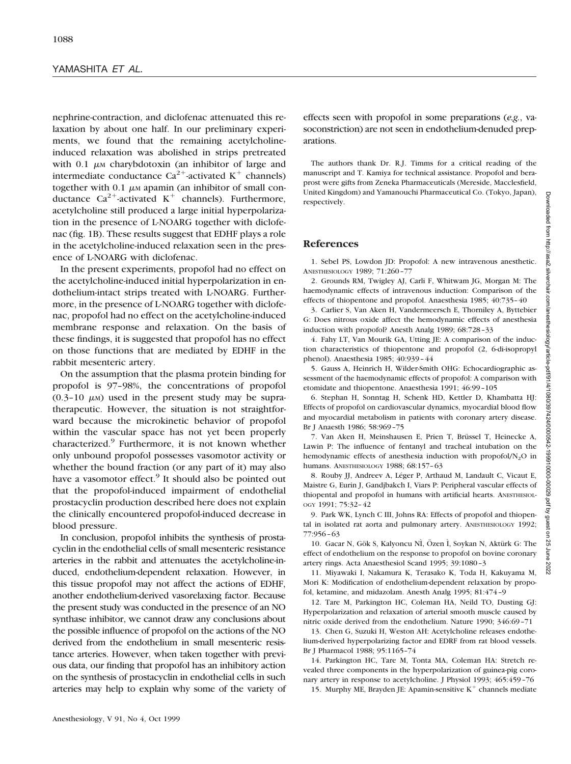nephrine-contraction, and diclofenac attenuated this relaxation by about one half. In our preliminary experiments, we found that the remaining acetylcholine-induced relaxation was abolished in strips pretreated with 0.1 $\mu$M charybdotoxin (an inhibitor of large and intermediate conductance $Ca^{2+}$-activated $K^{+}$ channels) together with 0.1 $\mu$M apamin (an inhibitor of small conductance $Ca^{2+}$-activated $K^{+}$ channels). Furthermore, acetylcholine still produced a large initial hyperpolarization in the presence of L-NOARG together with diclofenac (fig. 1B). These results suggest that EDHF plays a role in the acetylcholine-induced relaxation seen in the presence of L-NOARG with diclofenac.

In the present experiments, propofol had no effect on the acetylcholine-induced initial hyperpolarization in endothelium-intact strips treated with L-NOARG. Furthermore, in the presence of L-NOARG together with diclofenac, propofol had no effect on the acetylcholine-induced membrane response and relaxation. On the basis of these findings, it is suggested that propofol has no effect on those functions that are mediated by EDHF in the rabbit mesenteric artery.

On the assumption that the plasma protein binding for propofol is 97–98%, the concentrations of propofol (0.3–10 $\mu$M) used in the present study may be supratherapeutic. However, the situation is not straightforward because the microkinetic behavior of propofol within the vascular space has not yet been properly characterized.[9] Furthermore, it is not known whether only unbound propofol possesses vasomotor activity or whether the bound fraction (or any part of it) may also have a vasomotor effect.[9] It should also be pointed out that the propofol-induced impairment of endothelial prostacyclin production described here does not explain the clinically encountered propofol-induced decrease in blood pressure.

In conclusion, propofol inhibits the synthesis of prostacyclin in the endothelial cells of small mesenteric resistance arteries in the rabbit and attenuates the acetylcholine-induced, endothelium-dependent relaxation. However, in this tissue propofol may not affect the actions of EDHF, another endothelium-derived vasorelaxing factor. Because the present study was conducted in the presence of an NO synthase inhibitor, we cannot draw any conclusions about the possible influence of propofol on the actions of the NO derived from the endothelium in small mesenteric resistance arteries. However, when taken together with previous data, our finding that propofol has an inhibitory action on the synthesis of prostacyclin in endothelial cells in such arteries may help to explain why some of the variety of effects seen with propofol in some preparations (*e.g.*, vasoconstriction) are not seen in endothelium-denuded preparations.

The authors thank Dr. R.J. Timms for a critical reading of the manuscript and T. Kamiya for technical assistance. Propofol and beraprost were gifts from Zeneka Pharmaceuticals (Mereside, Macclesfield, United Kingdom) and Yamanouchi Pharmaceutical Co. (Tokyo, Japan), respectively.

## References

1. Sebel PS, Lowdon JD: Propofol: A new intravenous anesthetic. ANESTHESIOLOGY 1989; 71:260–77
2. Grounds RM, Twigley AJ, Carli F, Whitwam JG, Morgan M: The haemodynamic effects of intravenous induction: Comparison of the effects of thiopentone and propofol. Anaesthesia 1985; 40:735–40
3. Carlier S, Van Aken H, Vandermeersch E, Thorniley A, Byttebier G: Does nitrous oxide affect the hemodynamic effects of anesthesia induction with propofol? Anesth Analg 1989; 68:728–33
4. Fahy LT, Van Mourik GA, Utting JE: A comparison of the induction characteristics of thiopentone and propofol (2, 6-di-isopropyl phenol). Anaesthesia 1985; 40:939–44
5. Gauss A, Heinrich H, Wilder-Smith OHG: Echocardiographic assessment of the haemodynamic effects of propofol: A comparison with etomidate and thiopentone. Anaesthesia 1991; 46:99–105
6. Stephan H, Sonntag H, Schenk HD, Kettler D, Khambatta HJ: Effects of propofol on cardiovascular dynamics, myocardial blood flow and myocardial metabolism in patients with coronary artery disease. Br J Anaesth 1986; 58:969–75
7. Van Aken H, Meinshausen E, Prien T, Brüssel T, Heinecke A, Lawin P: The influence of fentanyl and tracheal intubation on the hemodynamic effects of anesthesia induction with propofol/$N_2O$ in humans. ANESTHESIOLOGY 1988; 68:157–63
8. Rouby JJ, Andreev A, Léger P, Arthaud M, Landault C, Vicaut E, Maistre G, Eurin J, Gandjbakch I, Viars P: Peripheral vascular effects of thiopental and propofol in humans with artificial hearts. ANESTHESIOLOGY 1991; 75:32–42
9. Park WK, Lynch C III, Johns RA: Effects of propofol and thiopental in isolated rat aorta and pulmonary artery. ANESTHESIOLOGY 1992; 77:956–63
10. Gacar N, Gök S, Kalyoncu NI, Özen I, Soykan N, Aktürk G: The effect of endothelium on the response to propofol on bovine coronary artery rings. Acta Anaesthesiol Scand 1995; 39:1080–3
11. Miyawaki I, Nakamura K, Terasako K, Toda H, Kakuyama M, Mori K: Modification of endothelium-dependent relaxation by propofol, ketamine, and midazolam. Anesth Analg 1995; 81:474–9
12. Tare M, Parkington HC, Coleman HA, Neild TO, Dusting GJ: Hyperpolarization and relaxation of arterial smooth muscle caused by nitric oxide derived from the endothelium. Nature 1990; 346:69–71
13. Chen G, Suzuki H, Weston AH: Acetylcholine releases endothelium-derived hyperpolarizing factor and EDRF from rat blood vessels. Br J Pharmacol 1988; 95:1165–74
14. Parkington HC, Tare M, Tonta MA, Coleman HA: Stretch revealed three components in the hyperpolarization of guinea-pig coronary artery in response to acetylcholine. J Physiol 1993; 465:459–76
15. Murphy ME, Brayden JE: Apamin-sensitive $K^{+}$ channels mediate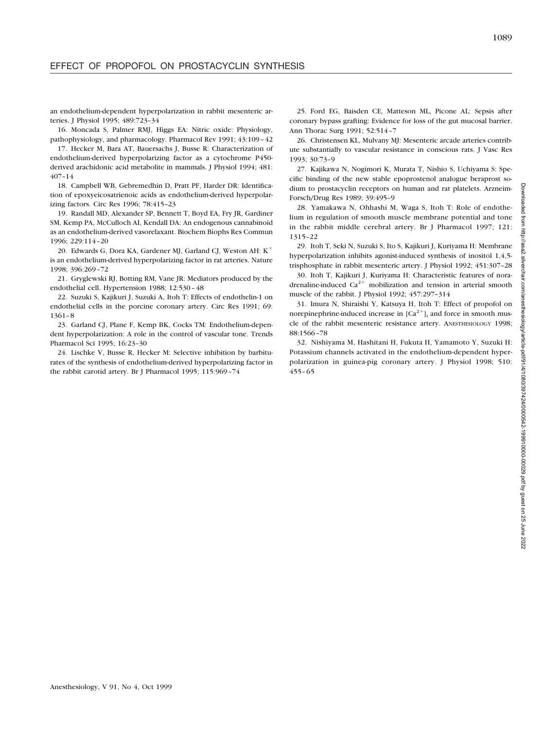an endothelium-dependent hyperpolarization in rabbit mesenteric arteries. J Physiol 1995; 489:723–34

16. Moncada S, Palmer RMJ, Higgs EA: Nitric oxide: Physiology, pathophysiology, and pharmacology. Pharmacol Rev 1991; 43:109–42

17. Hecker M, Bara AT, Bauersachs J, Busse R: Characterization of endothelium-derived hyperpolarizing factor as a cytochrome P450-derived arachidonic acid metabolite in mammals. J Physiol 1994; 481: 407–14

18. Campbell WB, Gebremedhin D, Pratt PF, Harder DR: Identification of epoxyeicosatrienoic acids as endothelium-derived hyperpolarizing factors. Circ Res 1996; 78:415–23

19. Randall MD, Alexander SP, Bennett T, Boyd EA, Fry JR, Gardiner SM, Kemp PA, McCulloch AI, Kendall DA: An endogenous cannabinoid as an endothelium-derived vasorelaxant. Biochem Biophs Res Commun 1996; 229:114–20

20. Edwards G, Dora KA, Gardener MJ, Garland CJ, Weston AH: $K^+$ is an endothelium-derived hyperpolarizing factor in rat arteries. Nature 1998; 396:269–72

21. Gryglewski RJ, Botting RM, Vane JR: Mediators produced by the endothelial cell. Hypertension 1988; 12:530–48

22. Suzuki S, Kajikuri J, Suzuki A, Itoh T: Effects of endothelin-1 on endothelial cells in the porcine coronary artery. Circ Res 1991; 69: 1361–8

23. Garland CJ, Plane F, Kemp BK, Cocks TM: Endothelium-dependent hyperpolarization: A role in the control of vascular tone. Trends Pharmacol Sci 1995; 16:23–30

24. Lischke V, Busse R, Hecker M: Selective inhibition by barbiturates of the synthesis of endothelium-derived hyperpolarizing factor in the rabbit carotid artery. Br J Pharmacol 1995; 115:969–74

25. Ford EG, Baisden CE, Matteson ML, Picone AL: Sepsis after coronary bypass grafting: Evidence for loss of the gut mucosal barrier. Ann Thorac Surg 1991; 52:514–7

26. Christensen KL, Mulvany MJ: Mesenteric arcade arteries contribute substantially to vascular resistance in conscious rats. J Vasc Res 1993; 30:73–9

27. Kajikawa N, Nogimori K, Murata T, Nishio S, Uchiyama S: Specific binding of the new stable epoprostenol analogue beraprost sodium to prostacyclin receptors on human and rat platelets. Arzneim-Forsch/Drug Res 1989; 39:495–9

28. Yamakawa N, Ohhashi M, Waga S, Itoh T: Role of endothelium in regulation of smooth muscle membrane potential and tone in the rabbit middle cerebral artery. Br J Pharmacol 1997; 121: 1315–22

29. Itoh T, Seki N, Suzuki S, Ito S, Kajikuri J, Kuriyama H: Membrane hyperpolarization inhibits agonist-induced synthesis of inositol 1,4,5-trisphosphate in rabbit mesenteric artery. J Physiol 1992; 451:307–28

30. Itoh T, Kajikuri J, Kuriyama H: Characteristic features of noradrenaline-induced $Ca^{2+}$ mobilization and tension in arterial smooth muscle of the rabbit. J Physiol 1992; 457:297–314

31. Imura N, Shiraishi Y, Katsuya H, Itoh T: Effect of propofol on norepinephrine-induced increase in $[Ca^{2+}]_i$ and force in smooth muscle of the rabbit mesenteric resistance artery. ANESTHESIOLOGY 1998; 88:1566–78

32. Nishiyama M, Hashitani H, Fukuta H, Yamamoto Y, Suzuki H: Potassium channels activated in the endothelium-dependent hyperpolarization in guinea-pig coronary artery. J Physiol 1998; 510: 455–65